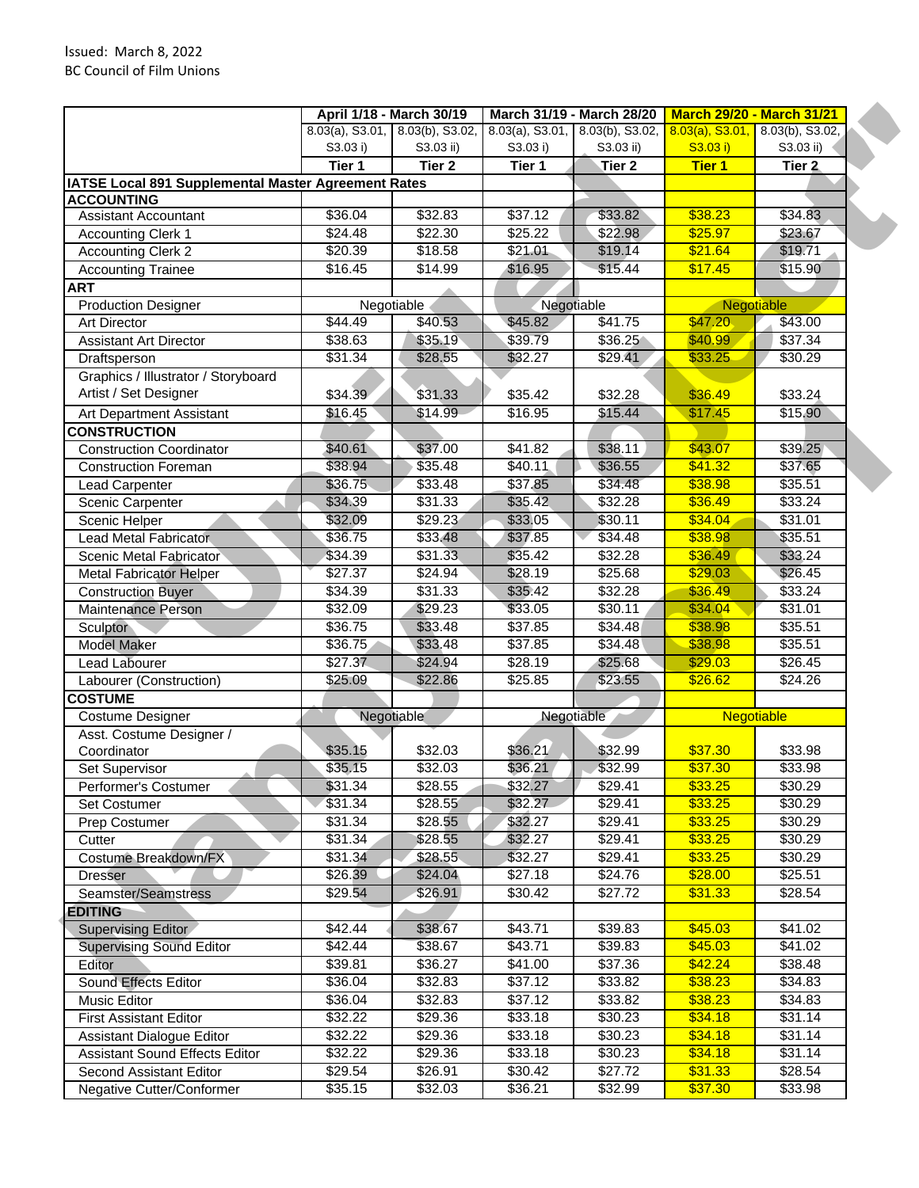Issued: March 8, 2022
BC Council of Film Unions

| | April 1/18 - March 30/19 | | March 31/19 - March 28/20 | | March 29/20 - March 31/21 | |
|---|---|---|---|---|---|---|
| | 8.03(a), S3.01, S3.03 i) | 8.03(b), S3.02, S3.03 ii) | 8.03(a), S3.01, S3.03 i) | 8.03(b), S3.02, S3.03 ii) | 8.03(a), S3.01, S3.03 i) | 8.03(b), S3.02, S3.03 ii) |
| | **Tier 1** | **Tier 2** | **Tier 1** | **Tier 2** | **Tier 1** | **Tier 2** |
| **IATSE Local 891 Supplemental Master Agreement Rates** | | | | | | |
| **ACCOUNTING** | | | | | | |
| Assistant Accountant | $36.04 | $32.83 | $37.12 | $33.82 | $38.23 | $34.83 |
| Accounting Clerk 1 | $24.48 | $22.30 | $25.22 | $22.98 | $25.97 | $23.67 |
| Accounting Clerk 2 | $20.39 | $18.58 | $21.01 | $19.14 | $21.64 | $19.71 |
| Accounting Trainee | $16.45 | $14.99 | $16.95 | $15.44 | $17.45 | $15.90 |
| **ART** | | | | | | |
| Production Designer | Negotiable | | Negotiable | | Negotiable | |
| Art Director | $44.49 | $40.53 | $45.82 | $41.75 | $47.20 | $43.00 |
| Assistant Art Director | $38.63 | $35.19 | $39.79 | $36.25 | $40.99 | $37.34 |
| Draftsperson | $31.34 | $28.55 | $32.27 | $29.41 | $33.25 | $30.29 |
| Graphics / Illustrator / Storyboard Artist / Set Designer | $34.39 | $31.33 | $35.42 | $32.28 | $36.49 | $33.24 |
| Art Department Assistant | $16.45 | $14.99 | $16.95 | $15.44 | $17.45 | $15.90 |
| **CONSTRUCTION** | | | | | | |
| Construction Coordinator | $40.61 | $37.00 | $41.82 | $38.11 | $43.07 | $39.25 |
| Construction Foreman | $38.94 | $35.48 | $40.11 | $36.55 | $41.32 | $37.65 |
| Lead Carpenter | $36.75 | $33.48 | $37.85 | $34.48 | $38.98 | $35.51 |
| Scenic Carpenter | $34.39 | $31.33 | $35.42 | $32.28 | $36.49 | $33.24 |
| Scenic Helper | $32.09 | $29.23 | $33.05 | $30.11 | $34.04 | $31.01 |
| Lead Metal Fabricator | $36.75 | $33.48 | $37.85 | $34.48 | $38.98 | $35.51 |
| Scenic Metal Fabricator | $34.39 | $31.33 | $35.42 | $32.28 | $36.49 | $33.24 |
| Metal Fabricator Helper | $27.37 | $24.94 | $28.19 | $25.68 | $29.03 | $26.45 |
| Construction Buyer | $34.39 | $31.33 | $35.42 | $32.28 | $36.49 | $33.24 |
| Maintenance Person | $32.09 | $29.23 | $33.05 | $30.11 | $34.04 | $31.01 |
| Sculptor | $36.75 | $33.48 | $37.85 | $34.48 | $38.98 | $35.51 |
| Model Maker | $36.75 | $33.48 | $37.85 | $34.48 | $38.98 | $35.51 |
| Lead Labourer | $27.37 | $24.94 | $28.19 | $25.68 | $29.03 | $26.45 |
| Labourer (Construction) | $25.09 | $22.86 | $25.85 | $23.55 | $26.62 | $24.26 |
| **COSTUME** | | | | | | |
| Costume Designer | Negotiable | | Negotiable | | Negotiable | |
| Asst. Costume Designer / Coordinator | $35.15 | $32.03 | $36.21 | $32.99 | $37.30 | $33.98 |
| Set Supervisor | $35.15 | $32.03 | $36.21 | $32.99 | $37.30 | $33.98 |
| Performer's Costumer | $31.34 | $28.55 | $32.27 | $29.41 | $33.25 | $30.29 |
| Set Costumer | $31.34 | $28.55 | $32.27 | $29.41 | $33.25 | $30.29 |
| Prep Costumer | $31.34 | $28.55 | $32.27 | $29.41 | $33.25 | $30.29 |
| Cutter | $31.34 | $28.55 | $32.27 | $29.41 | $33.25 | $30.29 |
| Costume Breakdown/FX | $31.34 | $28.55 | $32.27 | $29.41 | $33.25 | $30.29 |
| Dresser | $26.39 | $24.04 | $27.18 | $24.76 | $28.00 | $25.51 |
| Seamster/Seamstress | $29.54 | $26.91 | $30.42 | $27.72 | $31.33 | $28.54 |
| **EDITING** | | | | | | |
| Supervising Editor | $42.44 | $38.67 | $43.71 | $39.83 | $45.03 | $41.02 |
| Supervising Sound Editor | $42.44 | $38.67 | $43.71 | $39.83 | $45.03 | $41.02 |
| Editor | $39.81 | $36.27 | $41.00 | $37.36 | $42.24 | $38.48 |
| Sound Effects Editor | $36.04 | $32.83 | $37.12 | $33.82 | $38.23 | $34.83 |
| Music Editor | $36.04 | $32.83 | $37.12 | $33.82 | $38.23 | $34.83 |
| First Assistant Editor | $32.22 | $29.36 | $33.18 | $30.23 | $34.18 | $31.14 |
| Assistant Dialogue Editor | $32.22 | $29.36 | $33.18 | $30.23 | $34.18 | $31.14 |
| Assistant Sound Effects Editor | $32.22 | $29.36 | $33.18 | $30.23 | $34.18 | $31.14 |
| Second Assistant Editor | $29.54 | $26.91 | $30.42 | $27.72 | $31.33 | $28.54 |
| Negative Cutter/Conformer | $35.15 | $32.03 | $36.21 | $32.99 | $37.30 | $33.98 |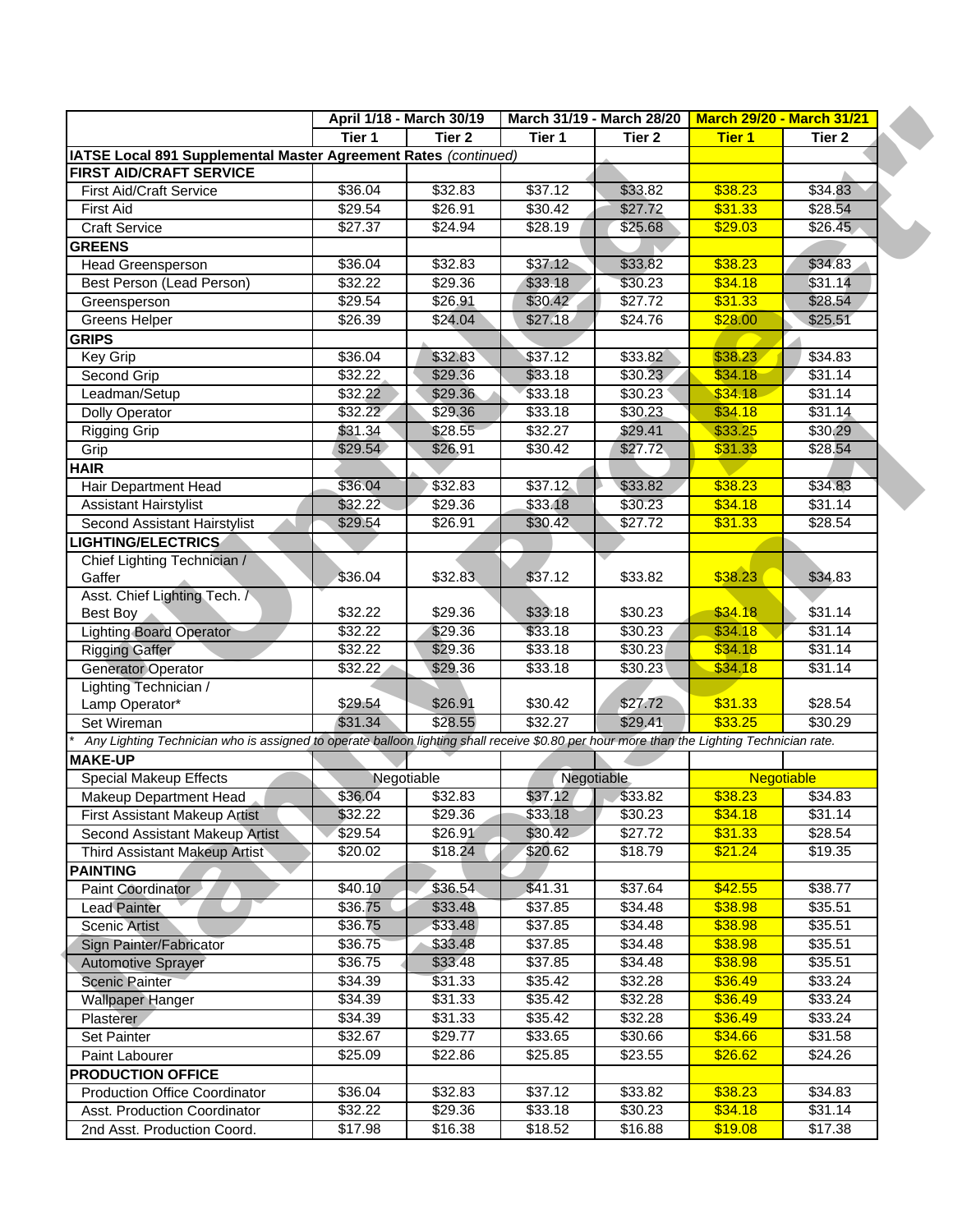| | April 1/18 - March 30/19 | | March 31/19 - March 28/20 | | March 29/20 - March 31/21 | |
|---|---|---|---|---|---|---|
| | Tier 1 | Tier 2 | Tier 1 | Tier 2 | Tier 1 | Tier 2 |
| **IATSE Local 891 Supplemental Master Agreement Rates** *(continued)* | | | | | | |
| **FIRST AID/CRAFT SERVICE** | | | | | | |
| First Aid/Craft Service | $36.04 | $32.83 | $37.12 | $33.82 | $38.23 | $34.83 |
| First Aid | $29.54 | $26.91 | $30.42 | $27.72 | $31.33 | $28.54 |
| Craft Service | $27.37 | $24.94 | $28.19 | $25.68 | $29.03 | $26.45 |
| **GREENS** | | | | | | |
| Head Greensperson | $36.04 | $32.83 | $37.12 | $33.82 | $38.23 | $34.83 |
| Best Person (Lead Person) | $32.22 | $29.36 | $33.18 | $30.23 | $34.18 | $31.14 |
| Greensperson | $29.54 | $26.91 | $30.42 | $27.72 | $31.33 | $28.54 |
| Greens Helper | $26.39 | $24.04 | $27.18 | $24.76 | $28.00 | $25.51 |
| **GRIPS** | | | | | | |
| Key Grip | $36.04 | $32.83 | $37.12 | $33.82 | $38.23 | $34.83 |
| Second Grip | $32.22 | $29.36 | $33.18 | $30.23 | $34.18 | $31.14 |
| Leadman/Setup | $32.22 | $29.36 | $33.18 | $30.23 | $34.18 | $31.14 |
| Dolly Operator | $32.22 | $29.36 | $33.18 | $30.23 | $34.18 | $31.14 |
| Rigging Grip | $31.34 | $28.55 | $32.27 | $29.41 | $33.25 | $30.29 |
| Grip | $29.54 | $26.91 | $30.42 | $27.72 | $31.33 | $28.54 |
| **HAIR** | | | | | | |
| Hair Department Head | $36.04 | $32.83 | $37.12 | $33.82 | $38.23 | $34.83 |
| Assistant Hairstylist | $32.22 | $29.36 | $33.18 | $30.23 | $34.18 | $31.14 |
| Second Assistant Hairstylist | $29.54 | $26.91 | $30.42 | $27.72 | $31.33 | $28.54 |
| **LIGHTING/ELECTRICS** | | | | | | |
| Chief Lighting Technician / Gaffer | $36.04 | $32.83 | $37.12 | $33.82 | $38.23 | $34.83 |
| Asst. Chief Lighting Tech. / Best Boy | $32.22 | $29.36 | $33.18 | $30.23 | $34.18 | $31.14 |
| Lighting Board Operator | $32.22 | $29.36 | $33.18 | $30.23 | $34.18 | $31.14 |
| Rigging Gaffer | $32.22 | $29.36 | $33.18 | $30.23 | $34.18 | $31.14 |
| Generator Operator | $32.22 | $29.36 | $33.18 | $30.23 | $34.18 | $31.14 |
| Lighting Technician / Lamp Operator* | $29.54 | $26.91 | $30.42 | $27.72 | $31.33 | $28.54 |
| Set Wireman | $31.34 | $28.55 | $32.27 | $29.41 | $33.25 | $30.29 |
| * *Any Lighting Technician who is assigned to operate balloon lighting shall receive $0.80 per hour more than the Lighting Technician rate.* | | | | | | |
| **MAKE-UP** | | | | | | |
| Special Makeup Effects | Negotiable | | Negotiable | | Negotiable | |
| Makeup Department Head | $36.04 | $32.83 | $37.12 | $33.82 | $38.23 | $34.83 |
| First Assistant Makeup Artist | $32.22 | $29.36 | $33.18 | $30.23 | $34.18 | $31.14 |
| Second Assistant Makeup Artist | $29.54 | $26.91 | $30.42 | $27.72 | $31.33 | $28.54 |
| Third Assistant Makeup Artist | $20.02 | $18.24 | $20.62 | $18.79 | $21.24 | $19.35 |
| **PAINTING** | | | | | | |
| Paint Coordinator | $40.10 | $36.54 | $41.31 | $37.64 | $42.55 | $38.77 |
| Lead Painter | $36.75 | $33.48 | $37.85 | $34.48 | $38.98 | $35.51 |
| Scenic Artist | $36.75 | $33.48 | $37.85 | $34.48 | $38.98 | $35.51 |
| Sign Painter/Fabricator | $36.75 | $33.48 | $37.85 | $34.48 | $38.98 | $35.51 |
| Automotive Sprayer | $36.75 | $33.48 | $37.85 | $34.48 | $38.98 | $35.51 |
| Scenic Painter | $34.39 | $31.33 | $35.42 | $32.28 | $36.49 | $33.24 |
| Wallpaper Hanger | $34.39 | $31.33 | $35.42 | $32.28 | $36.49 | $33.24 |
| Plasterer | $34.39 | $31.33 | $35.42 | $32.28 | $36.49 | $33.24 |
| Set Painter | $32.67 | $29.77 | $33.65 | $30.66 | $34.66 | $31.58 |
| Paint Labourer | $25.09 | $22.86 | $25.85 | $23.55 | $26.62 | $24.26 |
| **PRODUCTION OFFICE** | | | | | | |
| Production Office Coordinator | $36.04 | $32.83 | $37.12 | $33.82 | $38.23 | $34.83 |
| Asst. Production Coordinator | $32.22 | $29.36 | $33.18 | $30.23 | $34.18 | $31.14 |
| 2nd Asst. Production Coord. | $17.98 | $16.38 | $18.52 | $16.88 | $19.08 | $17.38 |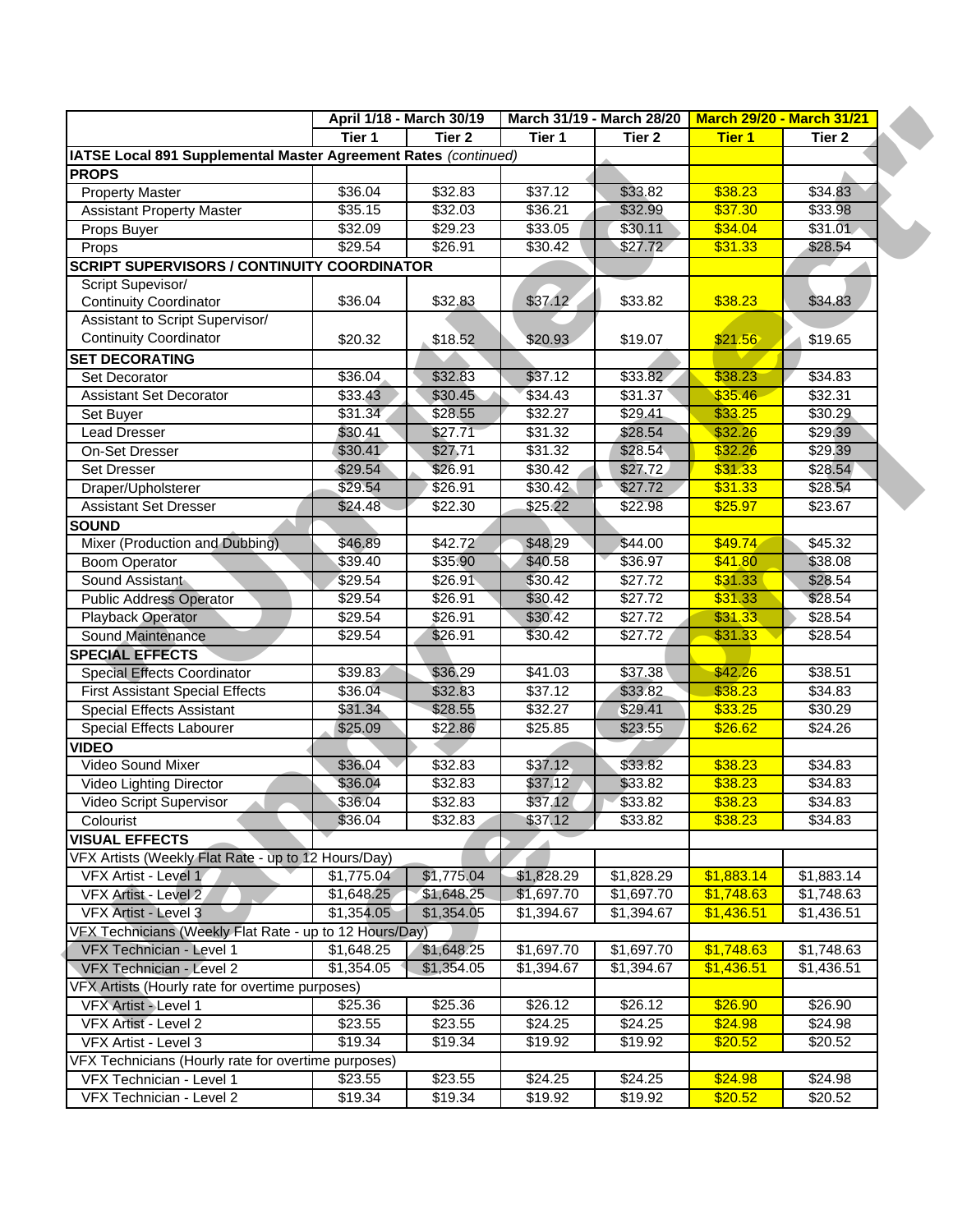| | April 1/18 - March 30/19 | | March 31/19 - March 28/20 | | March 29/20 - March 31/21 | |
|---|---|---|---|---|---|---|
| | Tier 1 | Tier 2 | Tier 1 | Tier 2 | Tier 1 | Tier 2 |
| **IATSE Local 891 Supplemental Master Agreement Rates** *(continued)* | | | | | | |
| **PROPS** | | | | | | |
| Property Master | $36.04 | $32.83 | $37.12 | $33.82 | $38.23 | $34.83 |
| Assistant Property Master | $35.15 | $32.03 | $36.21 | $32.99 | $37.30 | $33.98 |
| Props Buyer | $32.09 | $29.23 | $33.05 | $30.11 | $34.04 | $31.01 |
| Props | $29.54 | $26.91 | $30.42 | $27.72 | $31.33 | $28.54 |
| **SCRIPT SUPERVISORS / CONTINUITY COORDINATOR** | | | | | | |
| Script Supevisor/ Continuity Coordinator | $36.04 | $32.83 | $37.12 | $33.82 | $38.23 | $34.83 |
| Assistant to Script Supervisor/ Continuity Coordinator | $20.32 | $18.52 | $20.93 | $19.07 | $21.56 | $19.65 |
| **SET DECORATING** | | | | | | |
| Set Decorator | $36.04 | $32.83 | $37.12 | $33.82 | $38.23 | $34.83 |
| Assistant Set Decorator | $33.43 | $30.45 | $34.43 | $31.37 | $35.46 | $32.31 |
| Set Buyer | $31.34 | $28.55 | $32.27 | $29.41 | $33.25 | $30.29 |
| Lead Dresser | $30.41 | $27.71 | $31.32 | $28.54 | $32.26 | $29.39 |
| On-Set Dresser | $30.41 | $27.71 | $31.32 | $28.54 | $32.26 | $29.39 |
| Set Dresser | $29.54 | $26.91 | $30.42 | $27.72 | $31.33 | $28.54 |
| Draper/Upholsterer | $29.54 | $26.91 | $30.42 | $27.72 | $31.33 | $28.54 |
| Assistant Set Dresser | $24.48 | $22.30 | $25.22 | $22.98 | $25.97 | $23.67 |
| **SOUND** | | | | | | |
| Mixer (Production and Dubbing) | $46.89 | $42.72 | $48.29 | $44.00 | $49.74 | $45.32 |
| Boom Operator | $39.40 | $35.90 | $40.58 | $36.97 | $41.80 | $38.08 |
| Sound Assistant | $29.54 | $26.91 | $30.42 | $27.72 | $31.33 | $28.54 |
| Public Address Operator | $29.54 | $26.91 | $30.42 | $27.72 | $31.33 | $28.54 |
| Playback Operator | $29.54 | $26.91 | $30.42 | $27.72 | $31.33 | $28.54 |
| Sound Maintenance | $29.54 | $26.91 | $30.42 | $27.72 | $31.33 | $28.54 |
| **SPECIAL EFFECTS** | | | | | | |
| Special Effects Coordinator | $39.83 | $36.29 | $41.03 | $37.38 | $42.26 | $38.51 |
| First Assistant Special Effects | $36.04 | $32.83 | $37.12 | $33.82 | $38.23 | $34.83 |
| Special Effects Assistant | $31.34 | $28.55 | $32.27 | $29.41 | $33.25 | $30.29 |
| Special Effects Labourer | $25.09 | $22.86 | $25.85 | $23.55 | $26.62 | $24.26 |
| **VIDEO** | | | | | | |
| Video Sound Mixer | $36.04 | $32.83 | $37.12 | $33.82 | $38.23 | $34.83 |
| Video Lighting Director | $36.04 | $32.83 | $37.12 | $33.82 | $38.23 | $34.83 |
| Video Script Supervisor | $36.04 | $32.83 | $37.12 | $33.82 | $38.23 | $34.83 |
| Colourist | $36.04 | $32.83 | $37.12 | $33.82 | $38.23 | $34.83 |
| **VISUAL EFFECTS** | | | | | | |
| VFX Artists (Weekly Flat Rate - up to 12 Hours/Day) | | | | | | |
| VFX Artist - Level 1 | $1,775.04 | $1,775.04 | $1,828.29 | $1,828.29 | $1,883.14 | $1,883.14 |
| VFX Artist - Level 2 | $1,648.25 | $1,648.25 | $1,697.70 | $1,697.70 | $1,748.63 | $1,748.63 |
| VFX Artist - Level 3 | $1,354.05 | $1,354.05 | $1,394.67 | $1,394.67 | $1,436.51 | $1,436.51 |
| VFX Technicians (Weekly Flat Rate - up to 12 Hours/Day) | | | | | | |
| VFX Technician - Level 1 | $1,648.25 | $1,648.25 | $1,697.70 | $1,697.70 | $1,748.63 | $1,748.63 |
| VFX Technician - Level 2 | $1,354.05 | $1,354.05 | $1,394.67 | $1,394.67 | $1,436.51 | $1,436.51 |
| VFX Artists (Hourly rate for overtime purposes) | | | | | | |
| VFX Artist - Level 1 | $25.36 | $25.36 | $26.12 | $26.12 | $26.90 | $26.90 |
| VFX Artist - Level 2 | $23.55 | $23.55 | $24.25 | $24.25 | $24.98 | $24.98 |
| VFX Artist - Level 3 | $19.34 | $19.34 | $19.92 | $19.92 | $20.52 | $20.52 |
| VFX Technicians (Hourly rate for overtime purposes) | | | | | | |
| VFX Technician - Level 1 | $23.55 | $23.55 | $24.25 | $24.25 | $24.98 | $24.98 |
| VFX Technician - Level 2 | $19.34 | $19.34 | $19.92 | $19.92 | $20.52 | $20.52 |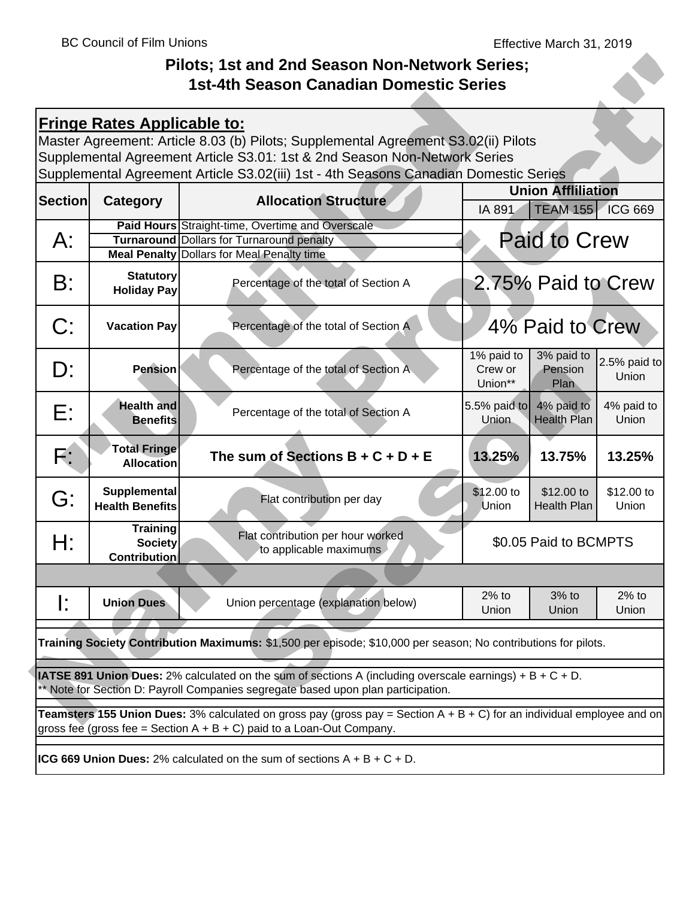BC Council of Film Unions

Effective March 31, 2019

# Pilots; 1st and 2nd Season Non-Network Series; 1st-4th Season Canadian Domestic Series

**Fringe Rates Applicable to:**
Master Agreement: Article 8.03 (b) Pilots; Supplemental Agreement S3.02(ii) Pilots
Supplemental Agreement Article S3.01: 1st & 2nd Season Non-Network Series
Supplemental Agreement Article S3.02(iii) 1st - 4th Seasons Canadian Domestic Series

| Section | Category | Allocation Structure | Union Affiliation | | |
|---|---|---|---|---|---|
| | | | IA 891 | TEAM 155 | ICG 669 |
| A: | Paid Hours | Straight-time, Overtime and Overscale | Paid to Crew | | |
| | Turnaround | Dollars for Turnaround penalty | | | |
| | Meal Penalty | Dollars for Meal Penalty time | | | |
| B: | Statutory Holiday Pay | Percentage of the total of Section A | 2.75% Paid to Crew | | |
| C: | Vacation Pay | Percentage of the total of Section A | 4% Paid to Crew | | |
| D: | Pension | Percentage of the total of Section A | 1% paid to Crew or Union** | 3% paid to Pension Plan | 2.5% paid to Union |
| E: | Health and Benefits | Percentage of the total of Section A | 5.5% paid to Union | 4% paid to Health Plan | 4% paid to Union |
| F: | Total Fringe Allocation | **The sum of Sections B + C + D + E** | **13.25%** | **13.75%** | **13.25%** |
| G: | Supplemental Health Benefits | Flat contribution per day | $12.00 to Union | $12.00 to Health Plan | $12.00 to Union |
| H: | Training Society Contribution | Flat contribution per hour worked to applicable maximums | $0.05 Paid to BCMPTS | | |
| I: | Union Dues | Union percentage (explanation below) | 2% to Union | 3% to Union | 2% to Union |

**Training Society Contribution Maximums:** $1,500 per episode; $10,000 per season; No contributions for pilots.

**IATSE 891 Union Dues:** 2% calculated on the sum of sections A (including overscale earnings) + B + C + D.
** Note for Section D: Payroll Companies segregate based upon plan participation.

**Teamsters 155 Union Dues:** 3% calculated on gross pay (gross pay = Section A + B + C) for an individual employee and on gross fee (gross fee = Section A + B + C) paid to a Loan-Out Company.

**ICG 669 Union Dues:** 2% calculated on the sum of sections A + B + C + D.